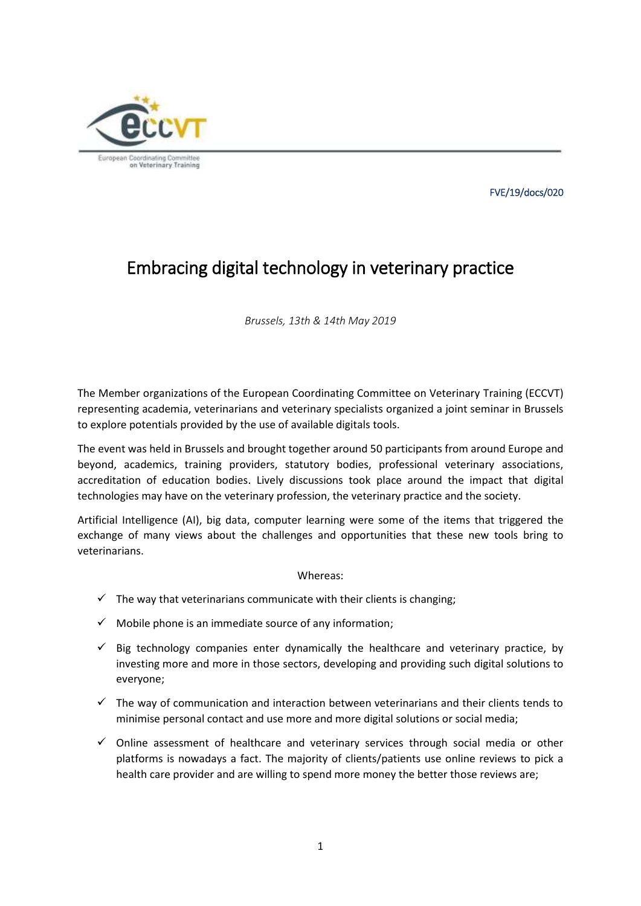FVE/19/docs/020

# Embracing digital technology in veterinary practice

*Brussels, 13th & 14th May 2019*

The Member organizations of the European Coordinating Committee on Veterinary Training (ECCVT) representing academia, veterinarians and veterinary specialists organized a joint seminar in Brussels to explore potentials provided by the use of available digitals tools.

The event was held in Brussels and brought together around 50 participants from around Europe and beyond, academics, training providers, statutory bodies, professional veterinary associations, accreditation of education bodies. Lively discussions took place around the impact that digital technologies may have on the veterinary profession, the veterinary practice and the society.

Artificial Intelligence (AI), big data, computer learning were some of the items that triggered the exchange of many views about the challenges and opportunities that these new tools bring to veterinarians.

Whereas:

- ✓ The way that veterinarians communicate with their clients is changing;
- ✓ Mobile phone is an immediate source of any information;
- ✓ Big technology companies enter dynamically the healthcare and veterinary practice, by investing more and more in those sectors, developing and providing such digital solutions to everyone;
- ✓ The way of communication and interaction between veterinarians and their clients tends to minimise personal contact and use more and more digital solutions or social media;
- ✓ Online assessment of healthcare and veterinary services through social media or other platforms is nowadays a fact. The majority of clients/patients use online reviews to pick a health care provider and are willing to spend more money the better those reviews are;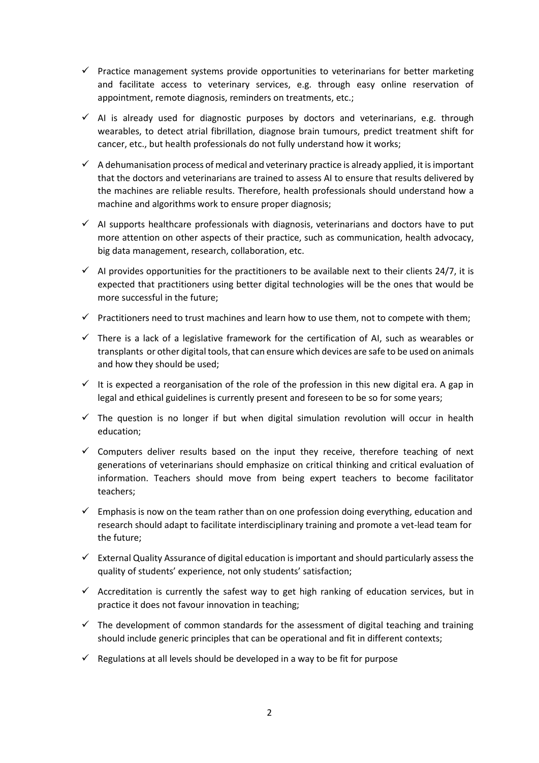- ✓ Practice management systems provide opportunities to veterinarians for better marketing and facilitate access to veterinary services, e.g. through easy online reservation of appointment, remote diagnosis, reminders on treatments, etc.;
- ✓ AI is already used for diagnostic purposes by doctors and veterinarians, e.g. through wearables, to detect atrial fibrillation, diagnose brain tumours, predict treatment shift for cancer, etc., but health professionals do not fully understand how it works;
- ✓ A dehumanisation process of medical and veterinary practice is already applied, it is important that the doctors and veterinarians are trained to assess AI to ensure that results delivered by the machines are reliable results. Therefore, health professionals should understand how a machine and algorithms work to ensure proper diagnosis;
- ✓ AI supports healthcare professionals with diagnosis, veterinarians and doctors have to put more attention on other aspects of their practice, such as communication, health advocacy, big data management, research, collaboration, etc.
- ✓ AI provides opportunities for the practitioners to be available next to their clients 24/7, it is expected that practitioners using better digital technologies will be the ones that would be more successful in the future;
- ✓ Practitioners need to trust machines and learn how to use them, not to compete with them;
- ✓ There is a lack of a legislative framework for the certification of AI, such as wearables or transplants or other digital tools, that can ensure which devices are safe to be used on animals and how they should be used;
- ✓ It is expected a reorganisation of the role of the profession in this new digital era. A gap in legal and ethical guidelines is currently present and foreseen to be so for some years;
- ✓ The question is no longer if but when digital simulation revolution will occur in health education;
- ✓ Computers deliver results based on the input they receive, therefore teaching of next generations of veterinarians should emphasize on critical thinking and critical evaluation of information. Teachers should move from being expert teachers to become facilitator teachers;
- ✓ Emphasis is now on the team rather than on one profession doing everything, education and research should adapt to facilitate interdisciplinary training and promote a vet-lead team for the future;
- ✓ External Quality Assurance of digital education is important and should particularly assess the quality of students' experience, not only students' satisfaction;
- ✓ Accreditation is currently the safest way to get high ranking of education services, but in practice it does not favour innovation in teaching;
- ✓ The development of common standards for the assessment of digital teaching and training should include generic principles that can be operational and fit in different contexts;
- ✓ Regulations at all levels should be developed in a way to be fit for purpose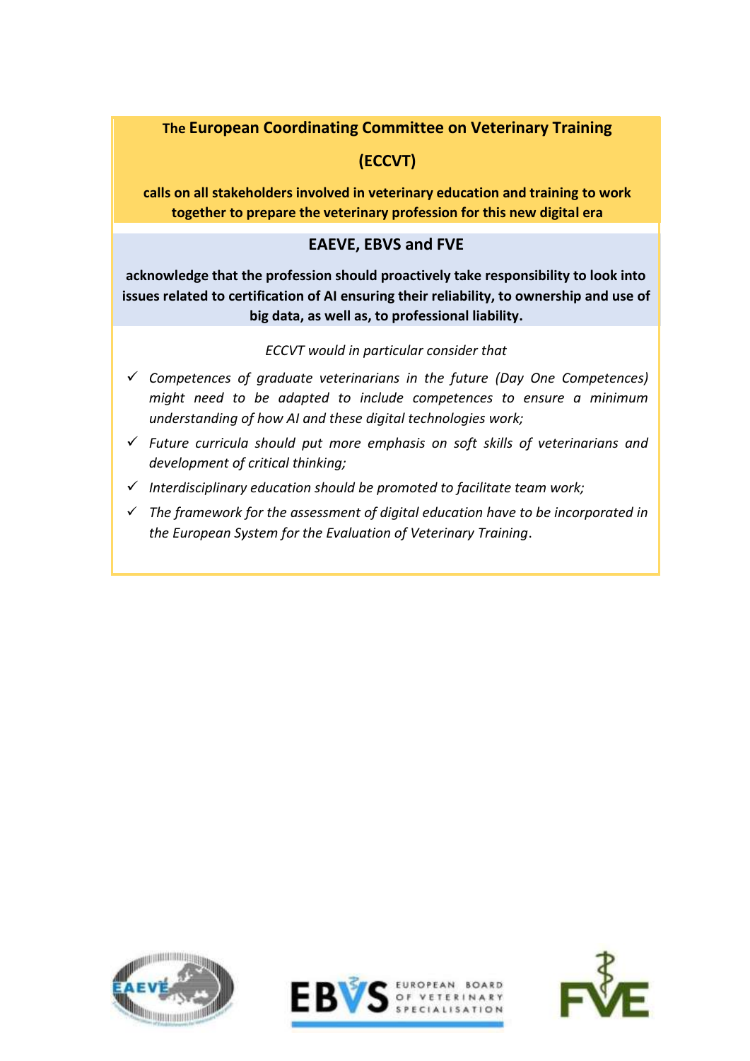**The European Coordinating Committee on Veterinary Training**

**(ECCVT)**

**calls on all stakeholders involved in veterinary education and training to work together to prepare the veterinary profession for this new digital era**

**EAEVE, EBVS and FVE**

**acknowledge that the profession should proactively take responsibility to look into issues related to certification of AI ensuring their reliability, to ownership and use of big data, as well as, to professional liability.**

*ECCVT would in particular consider that*

- ✓ *Competences of graduate veterinarians in the future (Day One Competences) might need to be adapted to include competences to ensure a minimum understanding of how AI and these digital technologies work;*
- ✓ *Future curricula should put more emphasis on soft skills of veterinarians and development of critical thinking;*
- ✓ *Interdisciplinary education should be promoted to facilitate team work;*
- ✓ *The framework for the assessment of digital education have to be incorporated in the European System for the Evaluation of Veterinary Training*.

EAEVE

EBVS EUROPEAN BOARD OF VETERINARY SPECIALISATION

FVE